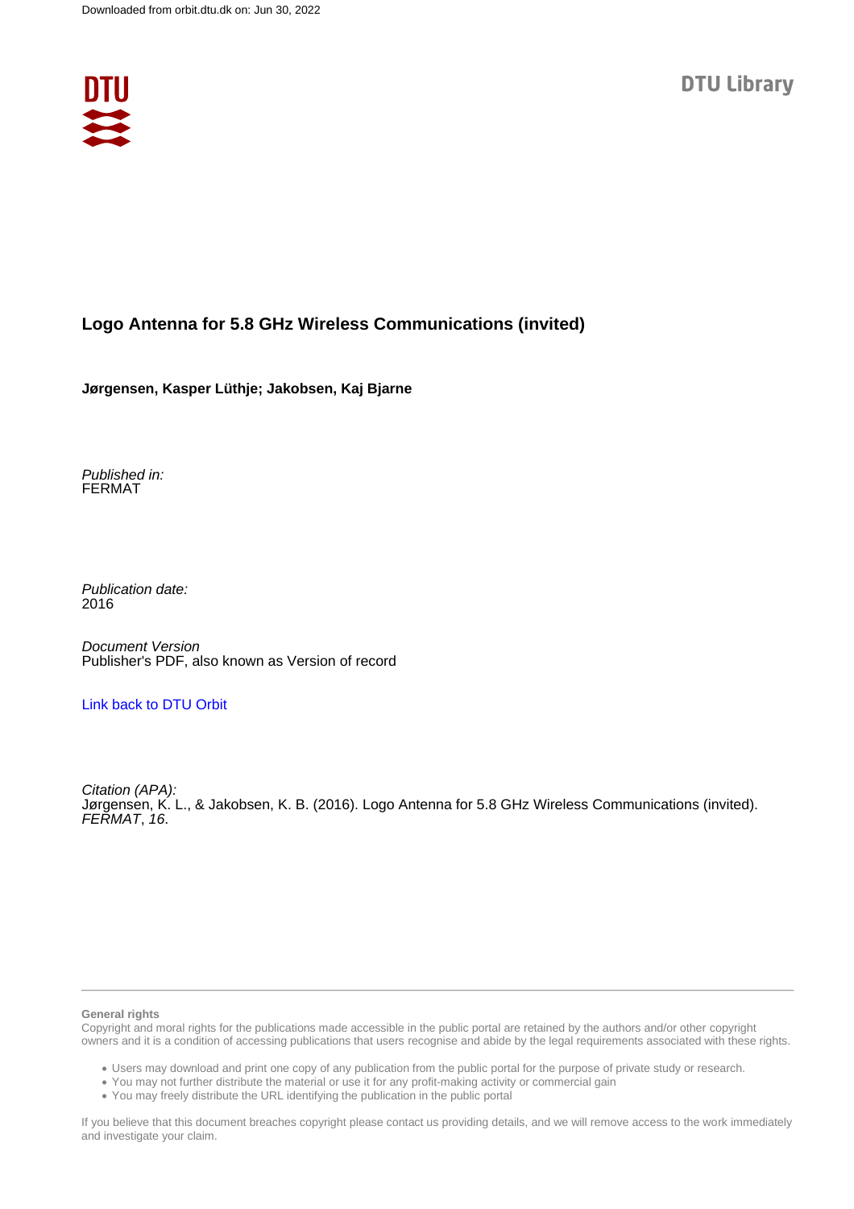Downloaded from orbit.dtu.dk on: Jun 30, 2022

DTU Library

# Logo Antenna for 5.8 GHz Wireless Communications (invited)

**Jørgensen, Kasper Lüthje; Jakobsen, Kaj Bjarne**

*Published in:*
FERMAT

*Publication date:*
2016

*Document Version*
Publisher's PDF, also known as Version of record

Link back to DTU Orbit

*Citation (APA):*
Jørgensen, K. L., & Jakobsen, K. B. (2016). Logo Antenna for 5.8 GHz Wireless Communications (invited). *FERMAT*, *16*.

---

**General rights**
Copyright and moral rights for the publications made accessible in the public portal are retained by the authors and/or other copyright owners and it is a condition of accessing publications that users recognise and abide by the legal requirements associated with these rights.

- Users may download and print one copy of any publication from the public portal for the purpose of private study or research.
- You may not further distribute the material or use it for any profit-making activity or commercial gain
- You may freely distribute the URL identifying the publication in the public portal

If you believe that this document breaches copyright please contact us providing details, and we will remove access to the work immediately and investigate your claim.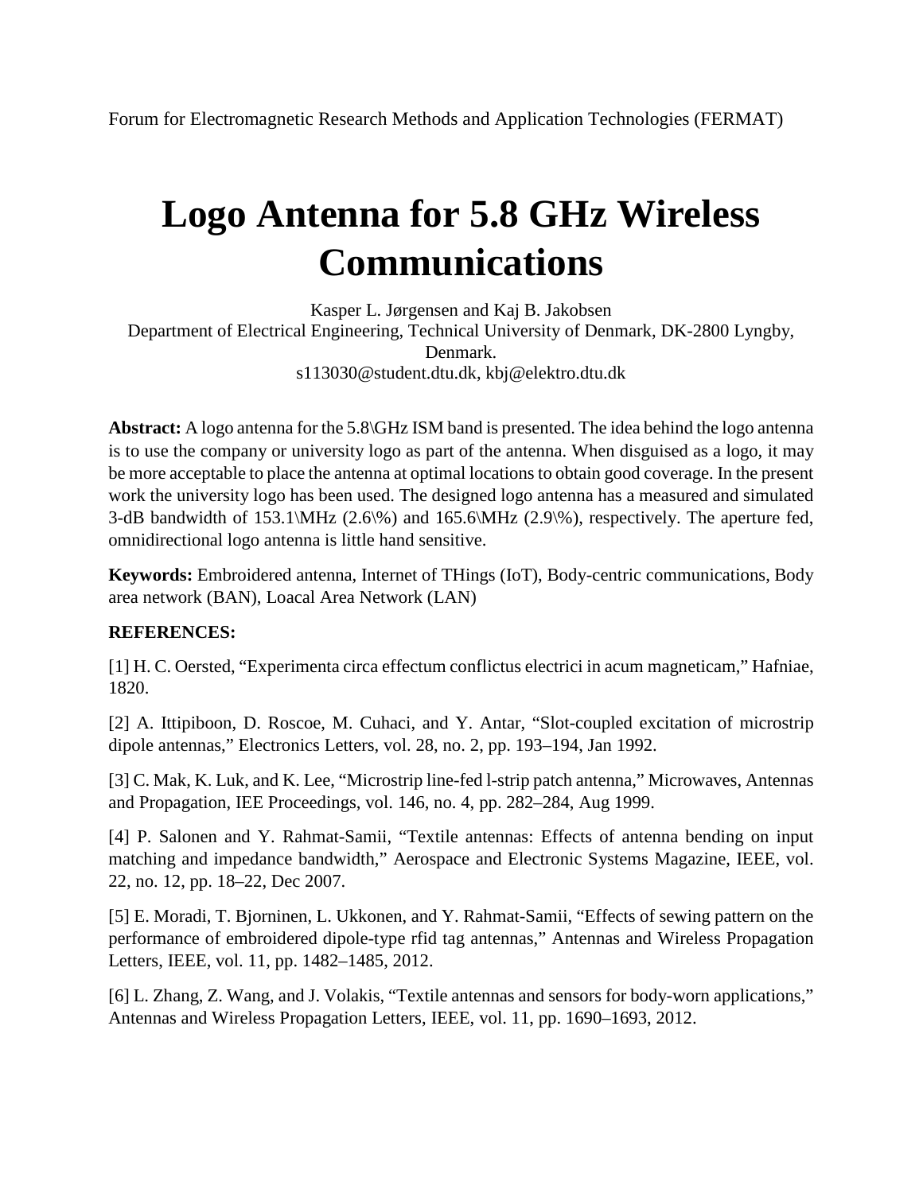Forum for Electromagnetic Research Methods and Application Technologies (FERMAT)

# Logo Antenna for 5.8 GHz Wireless Communications

Kasper L. Jørgensen and Kaj B. Jakobsen
Department of Electrical Engineering, Technical University of Denmark, DK-2800 Lyngby, Denmark.
s113030@student.dtu.dk, kbj@elektro.dtu.dk

**Abstract:** A logo antenna for the 5.8\GHz ISM band is presented. The idea behind the logo antenna is to use the company or university logo as part of the antenna. When disguised as a logo, it may be more acceptable to place the antenna at optimal locations to obtain good coverage. In the present work the university logo has been used. The designed logo antenna has a measured and simulated 3-dB bandwidth of 153.1\MHz (2.6\%) and 165.6\MHz (2.9\%), respectively. The aperture fed, omnidirectional logo antenna is little hand sensitive.

**Keywords:** Embroidered antenna, Internet of THings (IoT), Body-centric communications, Body area network (BAN), Loacal Area Network (LAN)

**REFERENCES:**

[1] H. C. Oersted, "Experimenta circa effectum conflictus electrici in acum magneticam," Hafniae, 1820.

[2] A. Ittipiboon, D. Roscoe, M. Cuhaci, and Y. Antar, "Slot-coupled excitation of microstrip dipole antennas," Electronics Letters, vol. 28, no. 2, pp. 193–194, Jan 1992.

[3] C. Mak, K. Luk, and K. Lee, "Microstrip line-fed l-strip patch antenna," Microwaves, Antennas and Propagation, IEE Proceedings, vol. 146, no. 4, pp. 282–284, Aug 1999.

[4] P. Salonen and Y. Rahmat-Samii, "Textile antennas: Effects of antenna bending on input matching and impedance bandwidth," Aerospace and Electronic Systems Magazine, IEEE, vol. 22, no. 12, pp. 18–22, Dec 2007.

[5] E. Moradi, T. Bjorninen, L. Ukkonen, and Y. Rahmat-Samii, "Effects of sewing pattern on the performance of embroidered dipole-type rfid tag antennas," Antennas and Wireless Propagation Letters, IEEE, vol. 11, pp. 1482–1485, 2012.

[6] L. Zhang, Z. Wang, and J. Volakis, "Textile antennas and sensors for body-worn applications," Antennas and Wireless Propagation Letters, IEEE, vol. 11, pp. 1690–1693, 2012.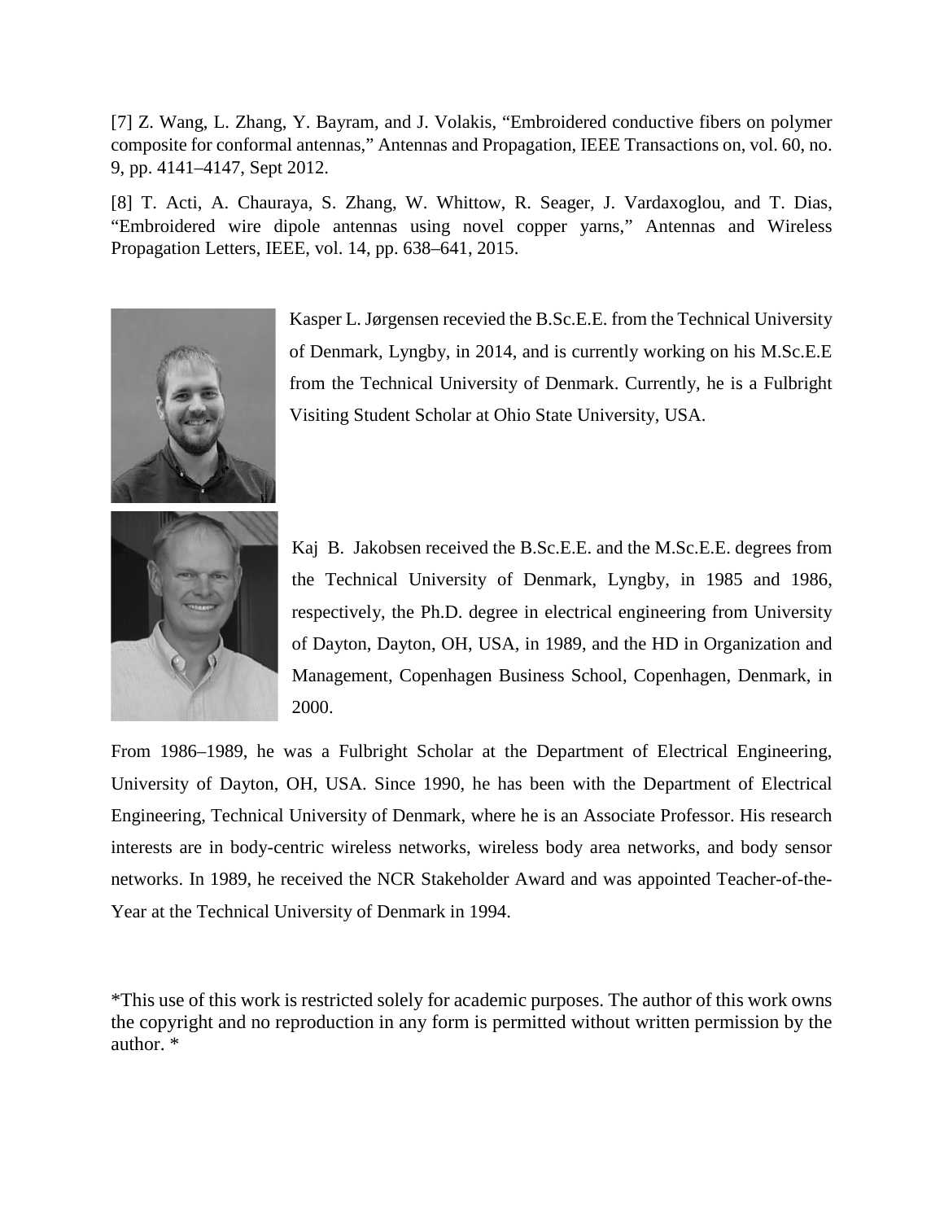[7] Z. Wang, L. Zhang, Y. Bayram, and J. Volakis, "Embroidered conductive fibers on polymer composite for conformal antennas," Antennas and Propagation, IEEE Transactions on, vol. 60, no. 9, pp. 4141–4147, Sept 2012.

[8] T. Acti, A. Chauraya, S. Zhang, W. Whittow, R. Seager, J. Vardaxoglou, and T. Dias, "Embroidered wire dipole antennas using novel copper yarns," Antennas and Wireless Propagation Letters, IEEE, vol. 14, pp. 638–641, 2015.

Kasper L. Jørgensen recevied the B.Sc.E.E. from the Technical University of Denmark, Lyngby, in 2014, and is currently working on his M.Sc.E.E from the Technical University of Denmark. Currently, he is a Fulbright Visiting Student Scholar at Ohio State University, USA.

Kaj B. Jakobsen received the B.Sc.E.E. and the M.Sc.E.E. degrees from the Technical University of Denmark, Lyngby, in 1985 and 1986, respectively, the Ph.D. degree in electrical engineering from University of Dayton, Dayton, OH, USA, in 1989, and the HD in Organization and Management, Copenhagen Business School, Copenhagen, Denmark, in 2000.

From 1986–1989, he was a Fulbright Scholar at the Department of Electrical Engineering, University of Dayton, OH, USA. Since 1990, he has been with the Department of Electrical Engineering, Technical University of Denmark, where he is an Associate Professor. His research interests are in body-centric wireless networks, wireless body area networks, and body sensor networks. In 1989, he received the NCR Stakeholder Award and was appointed Teacher-of-the-Year at the Technical University of Denmark in 1994.

*This use of this work is restricted solely for academic purposes. The author of this work owns the copyright and no reproduction in any form is permitted without written permission by the author. *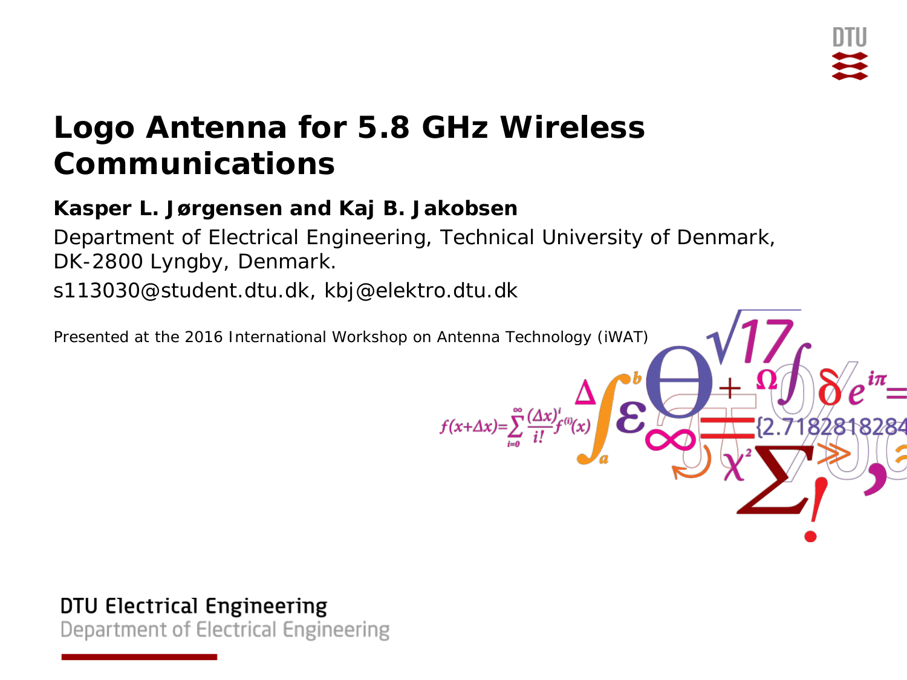# Logo Antenna for 5.8 GHz Wireless Communications

**Kasper L. Jørgensen and Kaj B. Jakobsen**

Department of Electrical Engineering, Technical University of Denmark, DK-2800 Lyngby, Denmark.

s113030@student.dtu.dk, kbj@elektro.dtu.dk

Presented at the 2016 International Workshop on Antenna Technology (iWAT)

**DTU Electrical Engineering**

Department of Electrical Engineering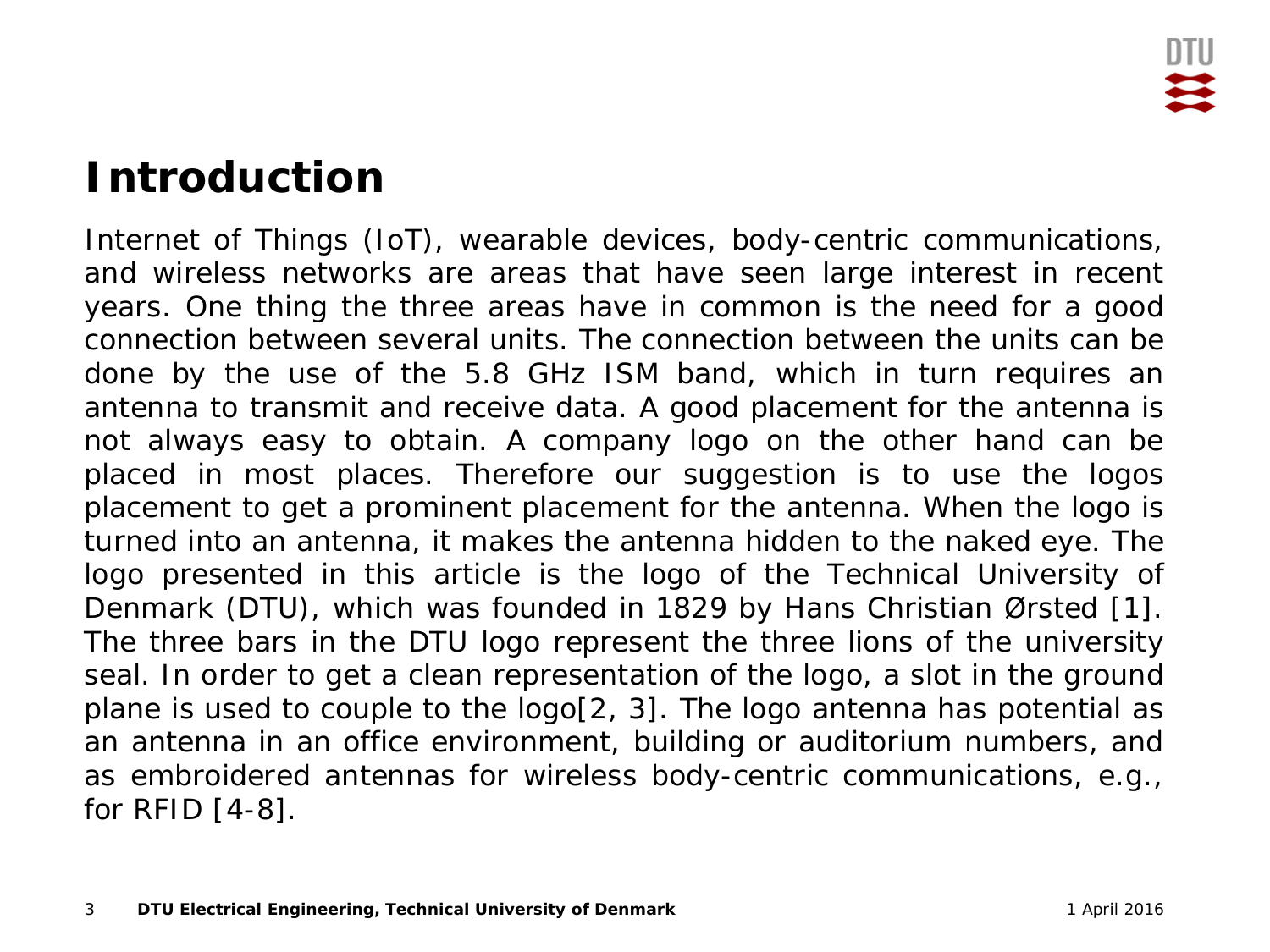# Introduction

Internet of Things (IoT), wearable devices, body-centric communications, and wireless networks are areas that have seen large interest in recent years. One thing the three areas have in common is the need for a good connection between several units. The connection between the units can be done by the use of the 5.8 GHz ISM band, which in turn requires an antenna to transmit and receive data. A good placement for the antenna is not always easy to obtain. A company logo on the other hand can be placed in most places. Therefore our suggestion is to use the logos placement to get a prominent placement for the antenna. When the logo is turned into an antenna, it makes the antenna hidden to the naked eye. The logo presented in this article is the logo of the Technical University of Denmark (DTU), which was founded in 1829 by Hans Christian Ørsted [1]. The three bars in the DTU logo represent the three lions of the university seal. In order to get a clean representation of the logo, a slot in the ground plane is used to couple to the logo[2, 3]. The logo antenna has potential as an antenna in an office environment, building or auditorium numbers, and as embroidered antennas for wireless body-centric communications, e.g., for RFID [4-8].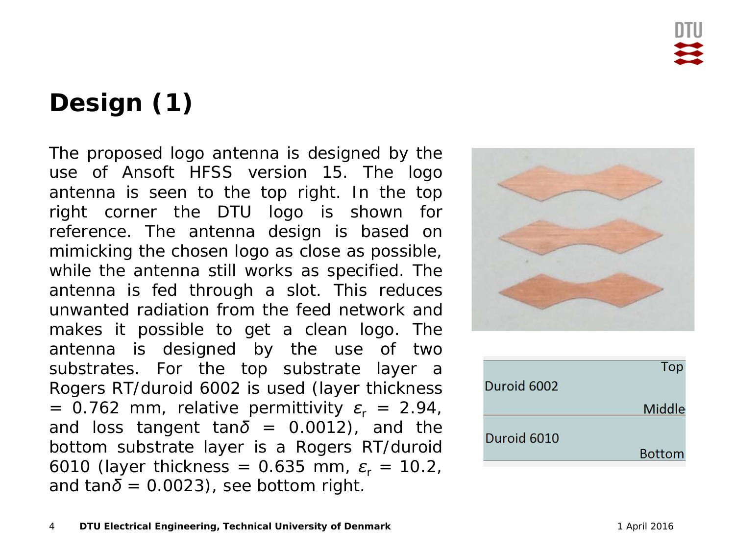# Design (1)

The proposed logo antenna is designed by the use of Ansoft HFSS version 15. The logo antenna is seen to the top right. In the top right corner the DTU logo is shown for reference. The antenna design is based on mimicking the chosen logo as close as possible, while the antenna still works as specified. The antenna is fed through a slot. This reduces unwanted radiation from the feed network and makes it possible to get a clean logo. The antenna is designed by the use of two substrates. For the top substrate layer a Rogers RT/duroid 6002 is used (layer thickness = 0.762 mm, relative permittivity $\varepsilon_r$ = 2.94, and loss tangent $\tan\delta$ = 0.0012), and the bottom substrate layer is a Rogers RT/duroid 6010 (layer thickness = 0.635 mm, $\varepsilon_r$ = 10.2, and $\tan\delta$ = 0.0023), see bottom right.

Top

Duroid 6002

Middle

Duroid 6010

Bottom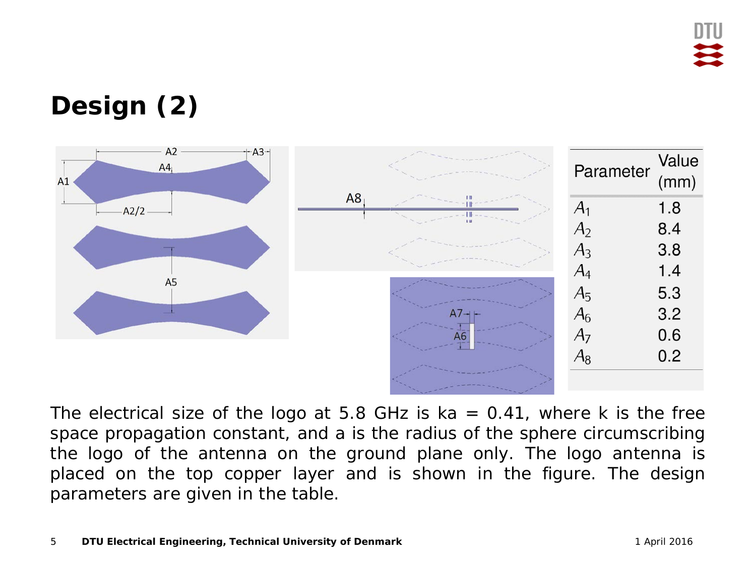# Design (2)

A2

A3

A4

A1

A2/2

A5

A8

A7

A6

| Parameter | Value (mm) |
|---|---|
| $A_1$ | 1.8 |
| $A_2$ | 8.4 |
| $A_3$ | 3.8 |
| $A_4$ | 1.4 |
| $A_5$ | 5.3 |
| $A_6$ | 3.2 |
| $A_7$ | 0.6 |
| $A_8$ | 0.2 |

The electrical size of the logo at 5.8 GHz is $ka = 0.41$, where $k$ is the free space propagation constant, and $a$ is the radius of the sphere circumscribing the logo of the antenna on the ground plane only. The logo antenna is placed on the top copper layer and is shown in the figure. The design parameters are given in the table.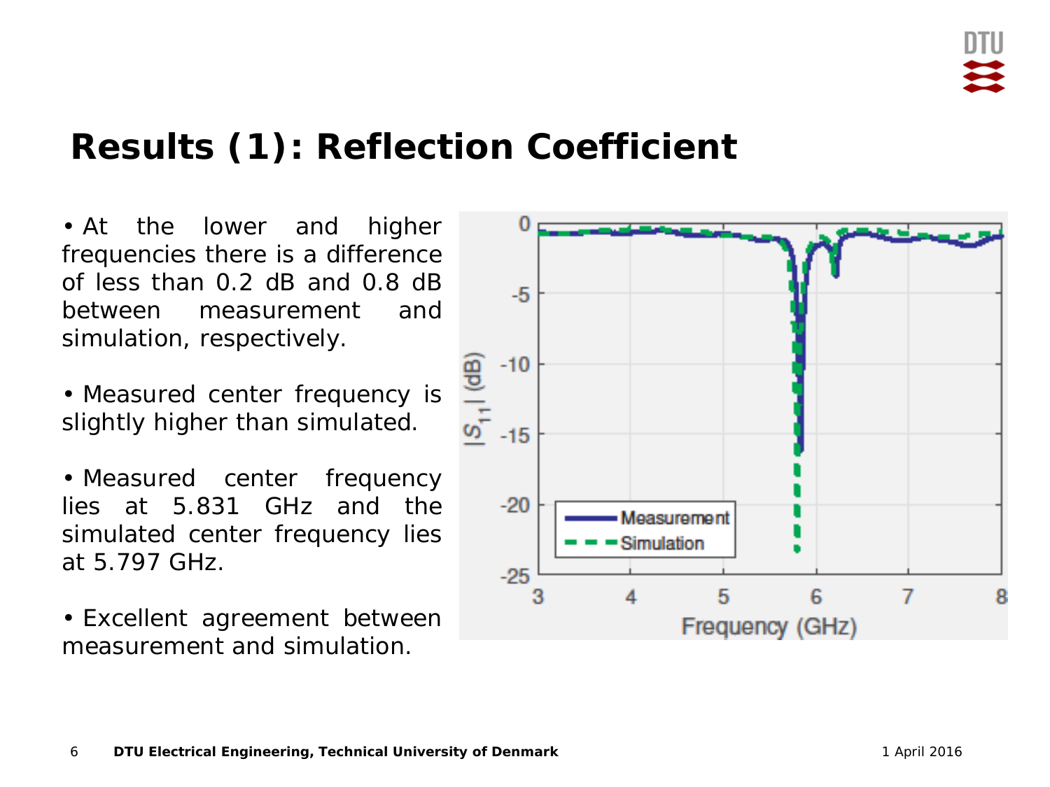# Results (1): Reflection Coefficient

- At the lower and higher frequencies there is a difference of less than 0.2 dB and 0.8 dB between measurement and simulation, respectively.
- Measured center frequency is slightly higher than simulated.
- Measured center frequency lies at 5.831 GHz and the simulated center frequency lies at 5.797 GHz.
- Excellent agreement between measurement and simulation.

$|S_{11}|$ (dB)

0
-5
-10
-15
-20
-25

3
4
5
6
7
8

Frequency (GHz)

Measurement
Simulation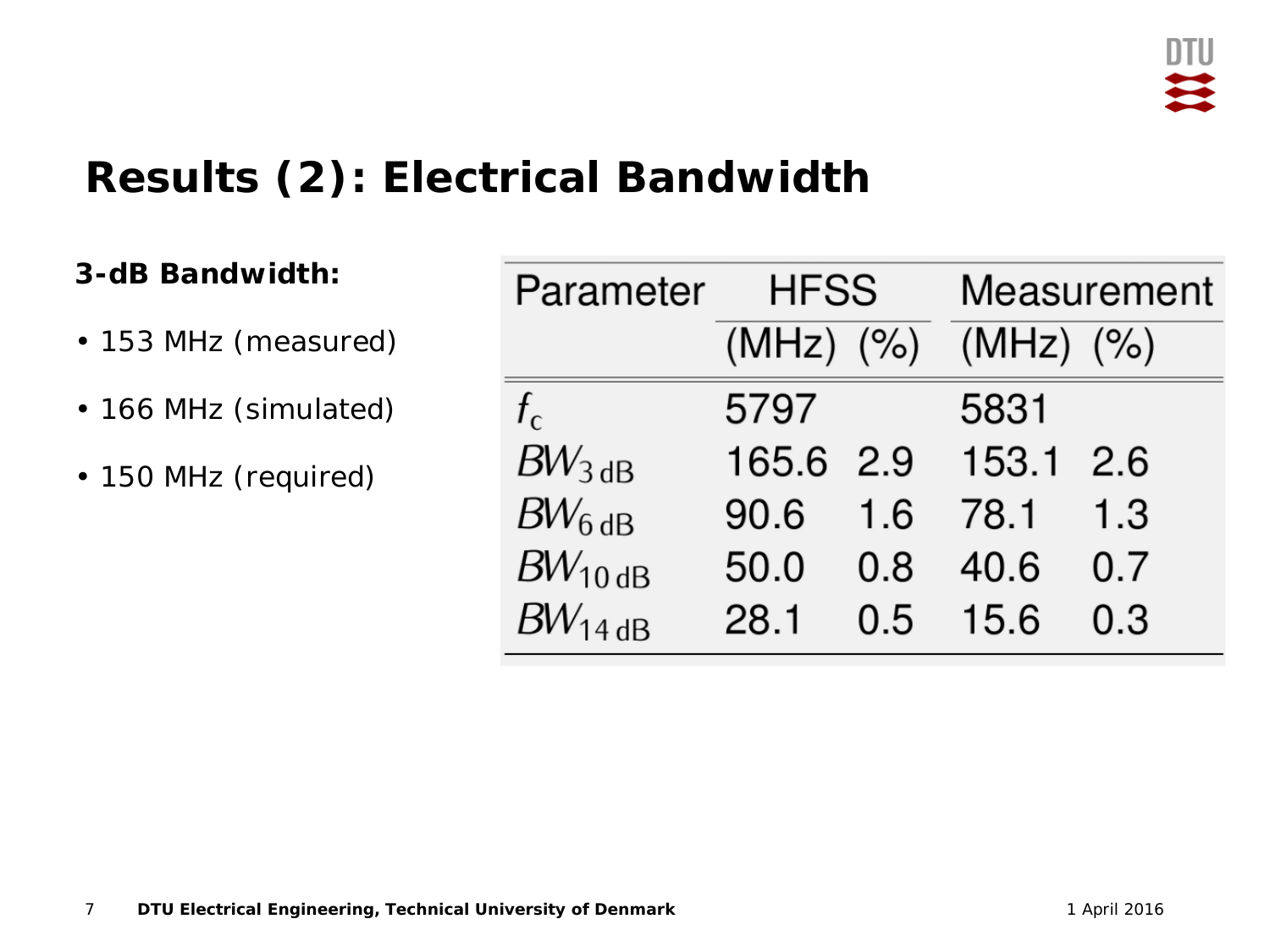# Results (2): Electrical Bandwidth

**3-dB Bandwidth:**

- 153 MHz (measured)
- 166 MHz (simulated)
- 150 MHz (required)

| Parameter | HFSS | | Measurement | |
|---|---|---|---|---|
| | (MHz) | (%) | (MHz) | (%) |
| $f_c$ | 5797 | | 5831 | |
| $BW_{3\,\mathrm{dB}}$ | 165.6 | 2.9 | 153.1 | 2.6 |
| $BW_{6\,\mathrm{dB}}$ | 90.6 | 1.6 | 78.1 | 1.3 |
| $BW_{10\,\mathrm{dB}}$ | 50.0 | 0.8 | 40.6 | 0.7 |
| $BW_{14\,\mathrm{dB}}$ | 28.1 | 0.5 | 15.6 | 0.3 |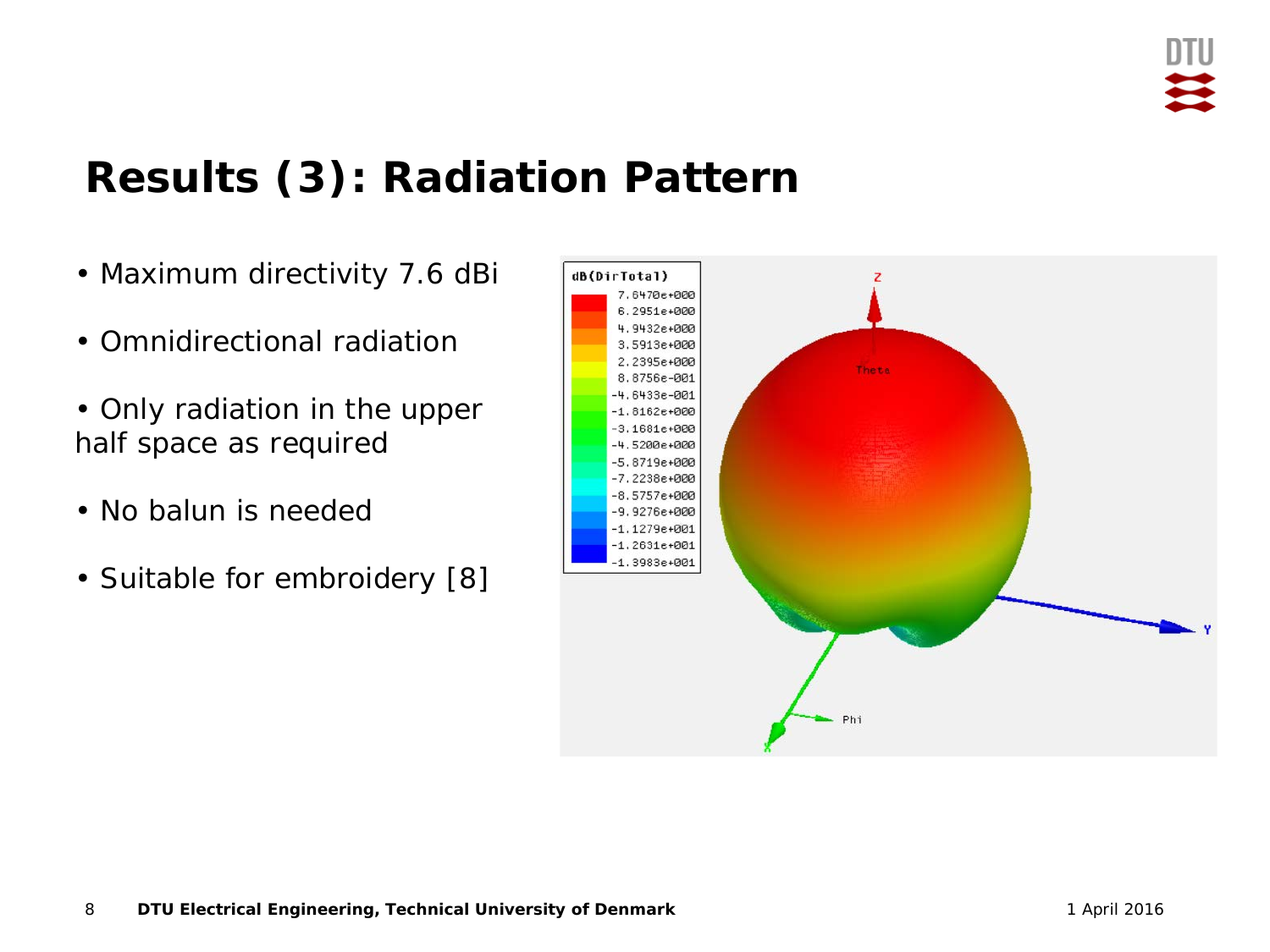# Results (3): Radiation Pattern

- Maximum directivity 7.6 dBi
- Omnidirectional radiation
- Only radiation in the upper half space as required
- No balun is needed
- Suitable for embroidery [8]

dB(DirTotal)
7.6470e+000
6.2951e+000
4.9432e+000
3.5913e+000
2.2395e+000
8.8756e-001
-4.6433e-001
-1.8162e+000
-3.1681e+000
-4.5200e+000
-5.8719e+000
-7.2238e+000
-8.5757e+000
-9.9276e+000
-1.1279e+001
-1.2631e+001
-1.3983e+001

Z
Theta
Y
Phi
X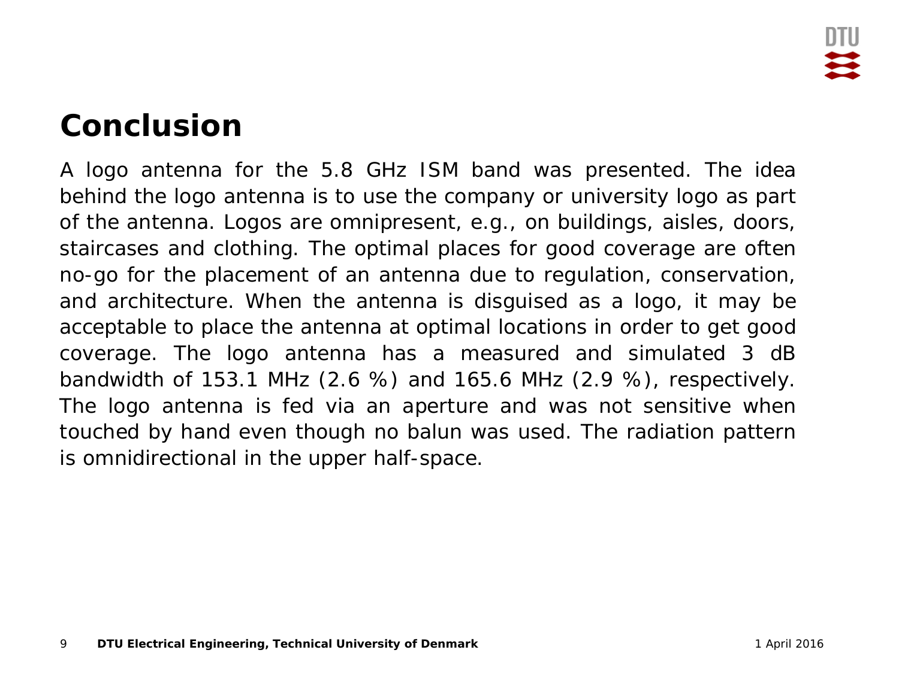# Conclusion

A logo antenna for the 5.8 GHz ISM band was presented. The idea behind the logo antenna is to use the company or university logo as part of the antenna. Logos are omnipresent, e.g., on buildings, aisles, doors, staircases and clothing. The optimal places for good coverage are often no-go for the placement of an antenna due to regulation, conservation, and architecture. When the antenna is disguised as a logo, it may be acceptable to place the antenna at optimal locations in order to get good coverage. The logo antenna has a measured and simulated 3 dB bandwidth of 153.1 MHz (2.6 %) and 165.6 MHz (2.9 %), respectively. The logo antenna is fed via an aperture and was not sensitive when touched by hand even though no balun was used. The radiation pattern is omnidirectional in the upper half-space.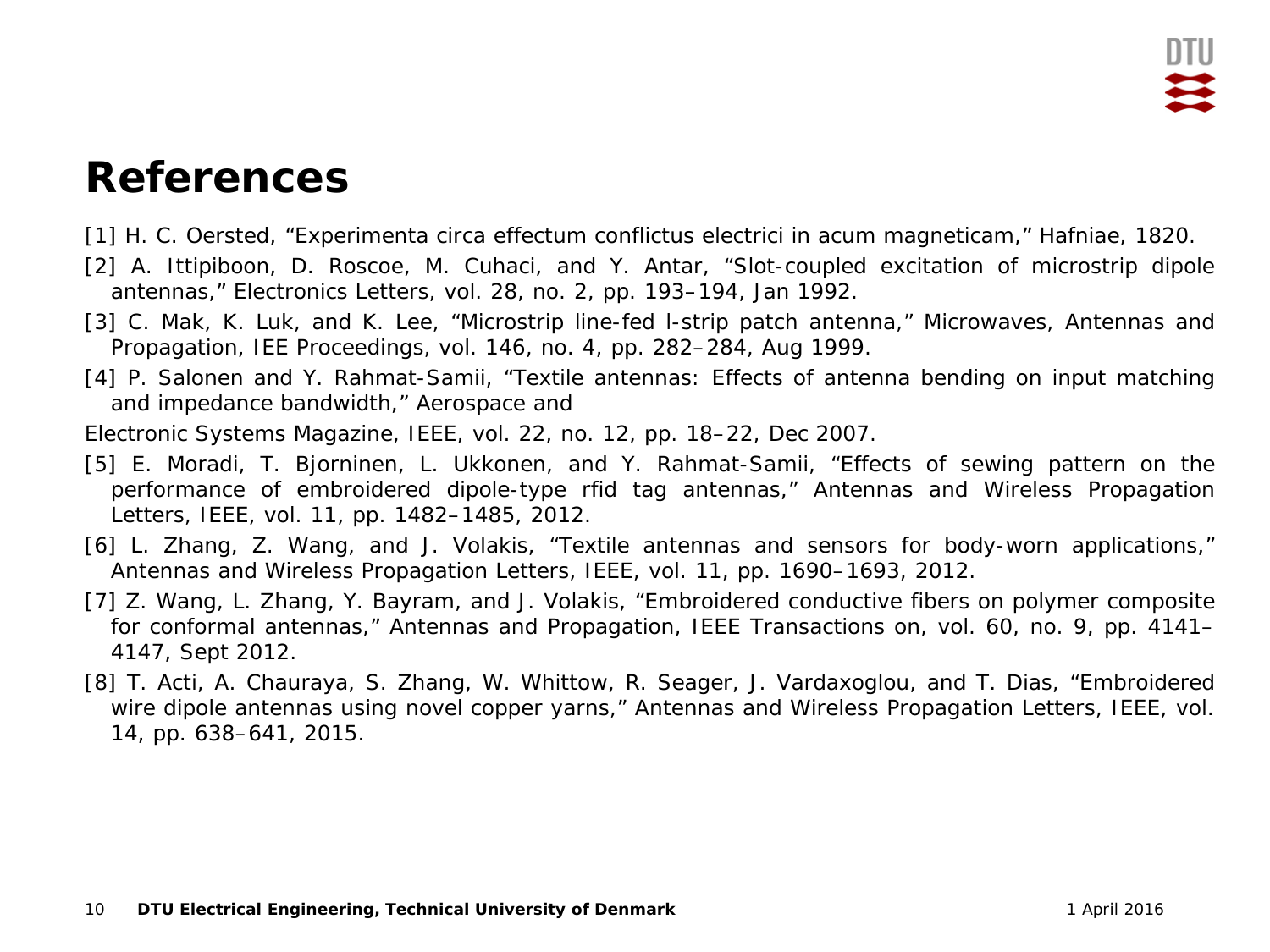# References

[1] H. C. Oersted, “Experimenta circa effectum conflictus electrici in acum magneticam,” Hafniae, 1820.

[2] A. Ittipiboon, D. Roscoe, M. Cuhaci, and Y. Antar, “Slot-coupled excitation of microstrip dipole antennas,” Electronics Letters, vol. 28, no. 2, pp. 193–194, Jan 1992.

[3] C. Mak, K. Luk, and K. Lee, “Microstrip line-fed l-strip patch antenna,” Microwaves, Antennas and Propagation, IEE Proceedings, vol. 146, no. 4, pp. 282–284, Aug 1999.

[4] P. Salonen and Y. Rahmat-Samii, “Textile antennas: Effects of antenna bending on input matching and impedance bandwidth,” Aerospace and

Electronic Systems Magazine, IEEE, vol. 22, no. 12, pp. 18–22, Dec 2007.

[5] E. Moradi, T. Bjorninen, L. Ukkonen, and Y. Rahmat-Samii, “Effects of sewing pattern on the performance of embroidered dipole-type rfid tag antennas,” Antennas and Wireless Propagation Letters, IEEE, vol. 11, pp. 1482–1485, 2012.

[6] L. Zhang, Z. Wang, and J. Volakis, “Textile antennas and sensors for body-worn applications,” Antennas and Wireless Propagation Letters, IEEE, vol. 11, pp. 1690–1693, 2012.

[7] Z. Wang, L. Zhang, Y. Bayram, and J. Volakis, “Embroidered conductive fibers on polymer composite for conformal antennas,” Antennas and Propagation, IEEE Transactions on, vol. 60, no. 9, pp. 4141–4147, Sept 2012.

[8] T. Acti, A. Chauraya, S. Zhang, W. Whittow, R. Seager, J. Vardaxoglou, and T. Dias, “Embroidered wire dipole antennas using novel copper yarns,” Antennas and Wireless Propagation Letters, IEEE, vol. 14, pp. 638–641, 2015.